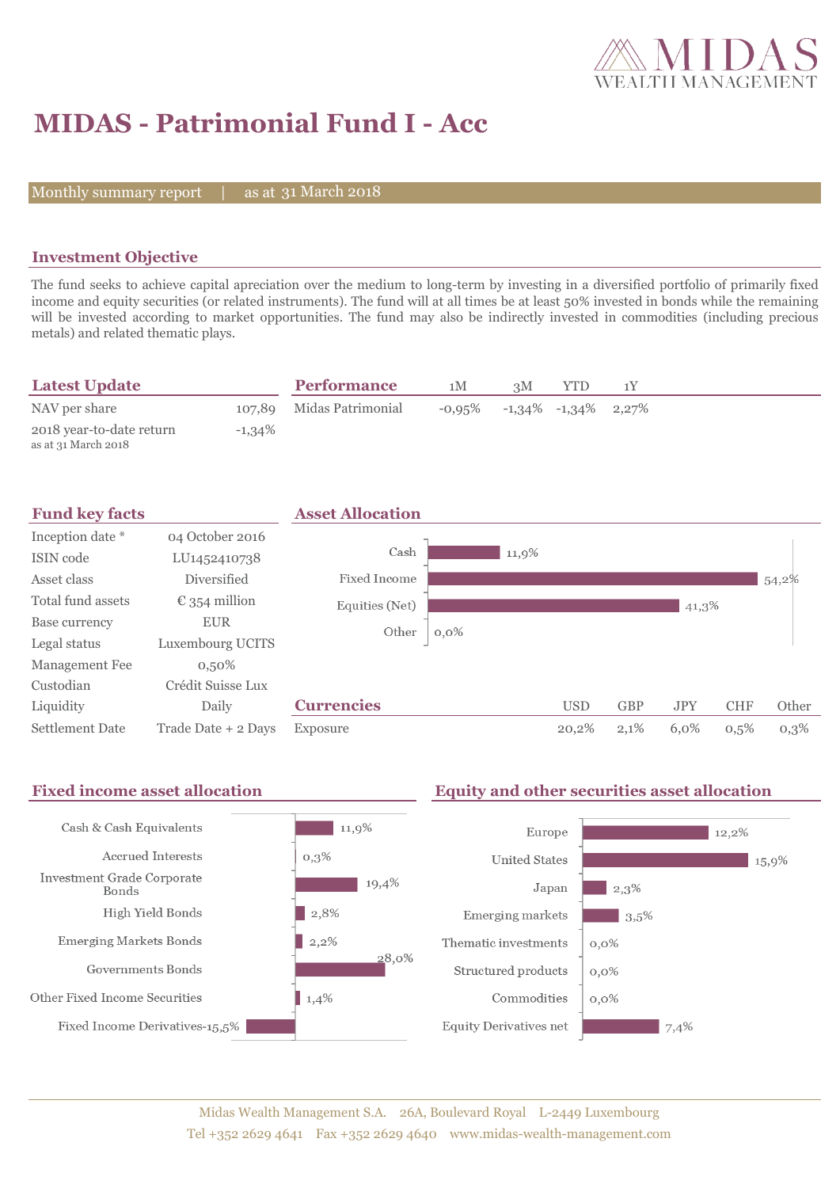# MIDAS - Patrimonial Fund I - Acc

Monthly summary report | as at 31 March 2018

## Investment Objective

The fund seeks to achieve capital apreciation over the medium to long-term by investing in a diversified portfolio of primarily fixed income and equity securities (or related instruments). The fund will at all times be at least 50% invested in bonds while the remaining will be invested according to market opportunities. The fund may also be indirectly invested in commodities (including precious metals) and related thematic plays.

## Latest Update

| | |
|---|---|
| NAV per share | 107,89 |
| 2018 year-to-date return (as at 31 March 2018) | -1,34% |

## Performance

| | 1M | 3M | YTD | 1Y |
|---|---|---|---|---|
| Midas Patrimonial | -0,95% | -1,34% | -1,34% | 2,27% |

## Fund key facts

| | |
|---|---|
| Inception date * | 04 October 2016 |
| ISIN code | LU1452410738 |
| Asset class | Diversified |
| Total fund assets | € 354 million |
| Base currency | EUR |
| Legal status | Luxembourg UCITS |
| Management Fee | 0,50% |
| Custodian | Crédit Suisse Lux |
| Liquidity | Daily |
| Settlement Date | Trade Date + 2 Days |

## Asset Allocation

| | |
|---|---|
| Cash | 11,9% |
| Fixed Income | 54,2% |
| Equities (Net) | 41,3% |
| Other | 0,0% |

## Currencies

| | USD | GBP | JPY | CHF | Other |
|---|---|---|---|---|---|
| Exposure | 20,2% | 2,1% | 6,0% | 0,5% | 0,3% |

## Fixed income asset allocation

| | |
|---|---|
| Cash & Cash Equivalents | 11,9% |
| Accrued Interests | 0,3% |
| Investment Grade Corporate Bonds | 19,4% |
| High Yield Bonds | 2,8% |
| Emerging Markets Bonds | 2,2% |
| Governments Bonds | 28,0% |
| Other Fixed Income Securities | 1,4% |
| Fixed Income Derivatives | -15,5% |

## Equity and other securities asset allocation

| | |
|---|---|
| Europe | 12,2% |
| United States | 15,9% |
| Japan | 2,3% |
| Emerging markets | 3,5% |
| Thematic investments | 0,0% |
| Structured products | 0,0% |
| Commodities | 0,0% |
| Equity Derivatives net | 7,4% |

Midas Wealth Management S.A. 26A, Boulevard Royal L-2449 Luxembourg
Tel +352 2629 4641 Fax +352 2629 4640 www.midas-wealth-management.com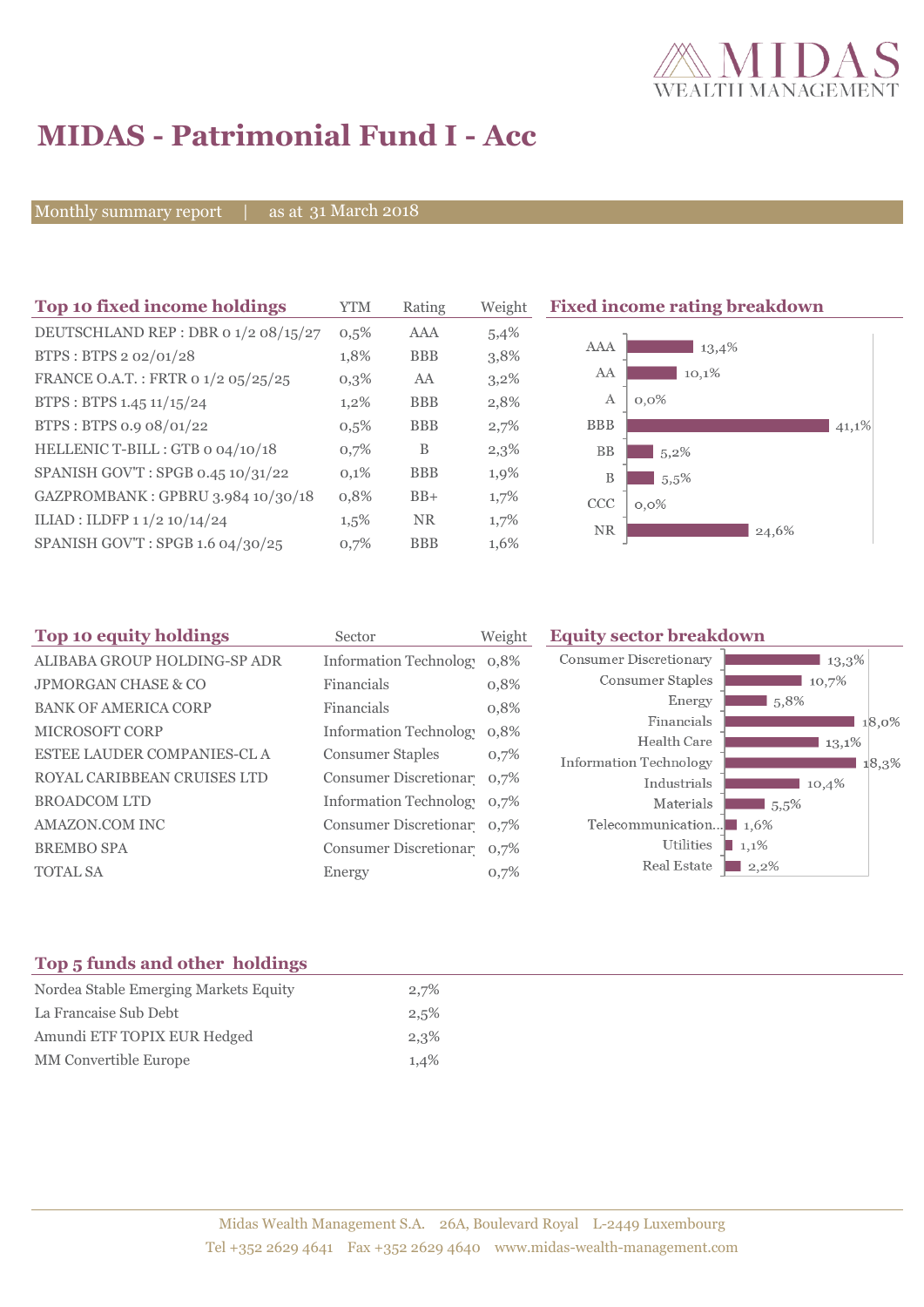# MIDAS - Patrimonial Fund I - Acc

Monthly summary report | as at 31 March 2018

## Top 10 fixed income holdings

| Top 10 fixed income holdings | YTM | Rating | Weight |
|---|---|---|---|
| DEUTSCHLAND REP : DBR 0 1/2 08/15/27 | 0,5% | AAA | 5,4% |
| BTPS : BTPS 2 02/01/28 | 1,8% | BBB | 3,8% |
| FRANCE O.A.T. : FRTR 0 1/2 05/25/25 | 0,3% | AA | 3,2% |
| BTPS : BTPS 1.45 11/15/24 | 1,2% | BBB | 2,8% |
| BTPS : BTPS 0.9 08/01/22 | 0,5% | BBB | 2,7% |
| HELLENIC T-BILL : GTB 0 04/10/18 | 0,7% | B | 2,3% |
| SPANISH GOV'T : SPGB 0.45 10/31/22 | 0,1% | BBB | 1,9% |
| GAZPROMBANK : GPBRU 3.984 10/30/18 | 0,8% | BB+ | 1,7% |
| ILIAD : ILDFP 1 1/2 10/14/24 | 1,5% | NR | 1,7% |
| SPANISH GOV'T : SPGB 1.6 04/30/25 | 0,7% | BBB | 1,6% |

## Fixed income rating breakdown

| Rating | Weight |
|---|---|
| AAA | 13,4% |
| AA | 10,1% |
| A | 0,0% |
| BBB | 41,1% |
| BB | 5,2% |
| B | 5,5% |
| CCC | 0,0% |
| NR | 24,6% |

## Top 10 equity holdings

| Top 10 equity holdings | Sector | Weight |
|---|---|---|
| ALIBABA GROUP HOLDING-SP ADR | Information Technology | 0,8% |
| JPMORGAN CHASE & CO | Financials | 0,8% |
| BANK OF AMERICA CORP | Financials | 0,8% |
| MICROSOFT CORP | Information Technology | 0,8% |
| ESTEE LAUDER COMPANIES-CL A | Consumer Staples | 0,7% |
| ROYAL CARIBBEAN CRUISES LTD | Consumer Discretionary | 0,7% |
| BROADCOM LTD | Information Technology | 0,7% |
| AMAZON.COM INC | Consumer Discretionary | 0,7% |
| BREMBO SPA | Consumer Discretionary | 0,7% |
| TOTAL SA | Energy | 0,7% |

## Equity sector breakdown

| Sector | Weight |
|---|---|
| Consumer Discretionary | 13,3% |
| Consumer Staples | 10,7% |
| Energy | 5,8% |
| Financials | 18,0% |
| Health Care | 13,1% |
| Information Technology | 18,3% |
| Industrials | 10,4% |
| Materials | 5,5% |
| Telecommunication... | 1,6% |
| Utilities | 1,1% |
| Real Estate | 2,2% |

## Top 5 funds and other holdings

| Top 5 funds and other holdings | |
|---|---|
| Nordea Stable Emerging Markets Equity | 2,7% |
| La Francaise Sub Debt | 2,5% |
| Amundi ETF TOPIX EUR Hedged | 2,3% |
| MM Convertible Europe | 1,4% |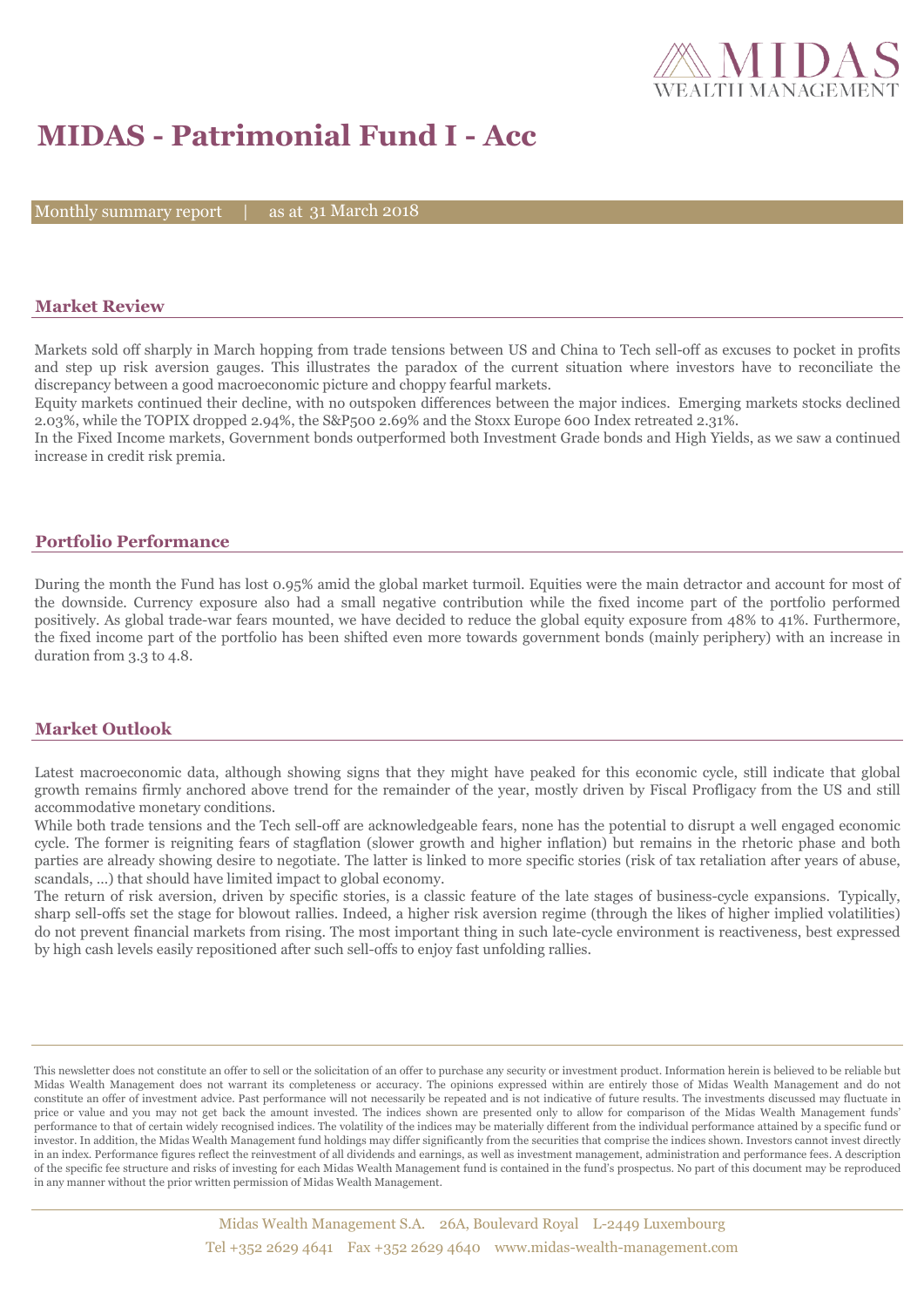# MIDAS - Patrimonial Fund I - Acc

Monthly summary report | as at 31 March 2018

## Market Review

Markets sold off sharply in March hopping from trade tensions between US and China to Tech sell-off as excuses to pocket in profits and step up risk aversion gauges. This illustrates the paradox of the current situation where investors have to reconciliate the discrepancy between a good macroeconomic picture and choppy fearful markets.

Equity markets continued their decline, with no outspoken differences between the major indices. Emerging markets stocks declined 2.03%, while the TOPIX dropped 2.94%, the S&P500 2.69% and the Stoxx Europe 600 Index retreated 2.31%.

In the Fixed Income markets, Government bonds outperformed both Investment Grade bonds and High Yields, as we saw a continued increase in credit risk premia.

## Portfolio Performance

During the month the Fund has lost 0.95% amid the global market turmoil. Equities were the main detractor and account for most of the downside. Currency exposure also had a small negative contribution while the fixed income part of the portfolio performed positively. As global trade-war fears mounted, we have decided to reduce the global equity exposure from 48% to 41%. Furthermore, the fixed income part of the portfolio has been shifted even more towards government bonds (mainly periphery) with an increase in duration from 3.3 to 4.8.

## Market Outlook

Latest macroeconomic data, although showing signs that they might have peaked for this economic cycle, still indicate that global growth remains firmly anchored above trend for the remainder of the year, mostly driven by Fiscal Profligacy from the US and still accommodative monetary conditions.

While both trade tensions and the Tech sell-off are acknowledgeable fears, none has the potential to disrupt a well engaged economic cycle. The former is reigniting fears of stagflation (slower growth and higher inflation) but remains in the rhetoric phase and both parties are already showing desire to negotiate. The latter is linked to more specific stories (risk of tax retaliation after years of abuse, scandals, ...) that should have limited impact to global economy.

The return of risk aversion, driven by specific stories, is a classic feature of the late stages of business-cycle expansions. Typically, sharp sell-offs set the stage for blowout rallies. Indeed, a higher risk aversion regime (through the likes of higher implied volatilities) do not prevent financial markets from rising. The most important thing in such late-cycle environment is reactiveness, best expressed by high cash levels easily repositioned after such sell-offs to enjoy fast unfolding rallies.

This newsletter does not constitute an offer to sell or the solicitation of an offer to purchase any security or investment product. Information herein is believed to be reliable but Midas Wealth Management does not warrant its completeness or accuracy. The opinions expressed within are entirely those of Midas Wealth Management and do not constitute an offer of investment advice. Past performance will not necessarily be repeated and is not indicative of future results. The investments discussed may fluctuate in price or value and you may not get back the amount invested. The indices shown are presented only to allow for comparison of the Midas Wealth Management funds' performance to that of certain widely recognised indices. The volatility of the indices may be materially different from the individual performance attained by a specific fund or investor. In addition, the Midas Wealth Management fund holdings may differ significantly from the securities that comprise the indices shown. Investors cannot invest directly in an index. Performance figures reflect the reinvestment of all dividends and earnings, as well as investment management, administration and performance fees. A description of the specific fee structure and risks of investing for each Midas Wealth Management fund is contained in the fund's prospectus. No part of this document may be reproduced in any manner without the prior written permission of Midas Wealth Management.

Midas Wealth Management S.A. 26A, Boulevard Royal L-2449 Luxembourg
Tel +352 2629 4641 Fax +352 2629 4640 www.midas-wealth-management.com